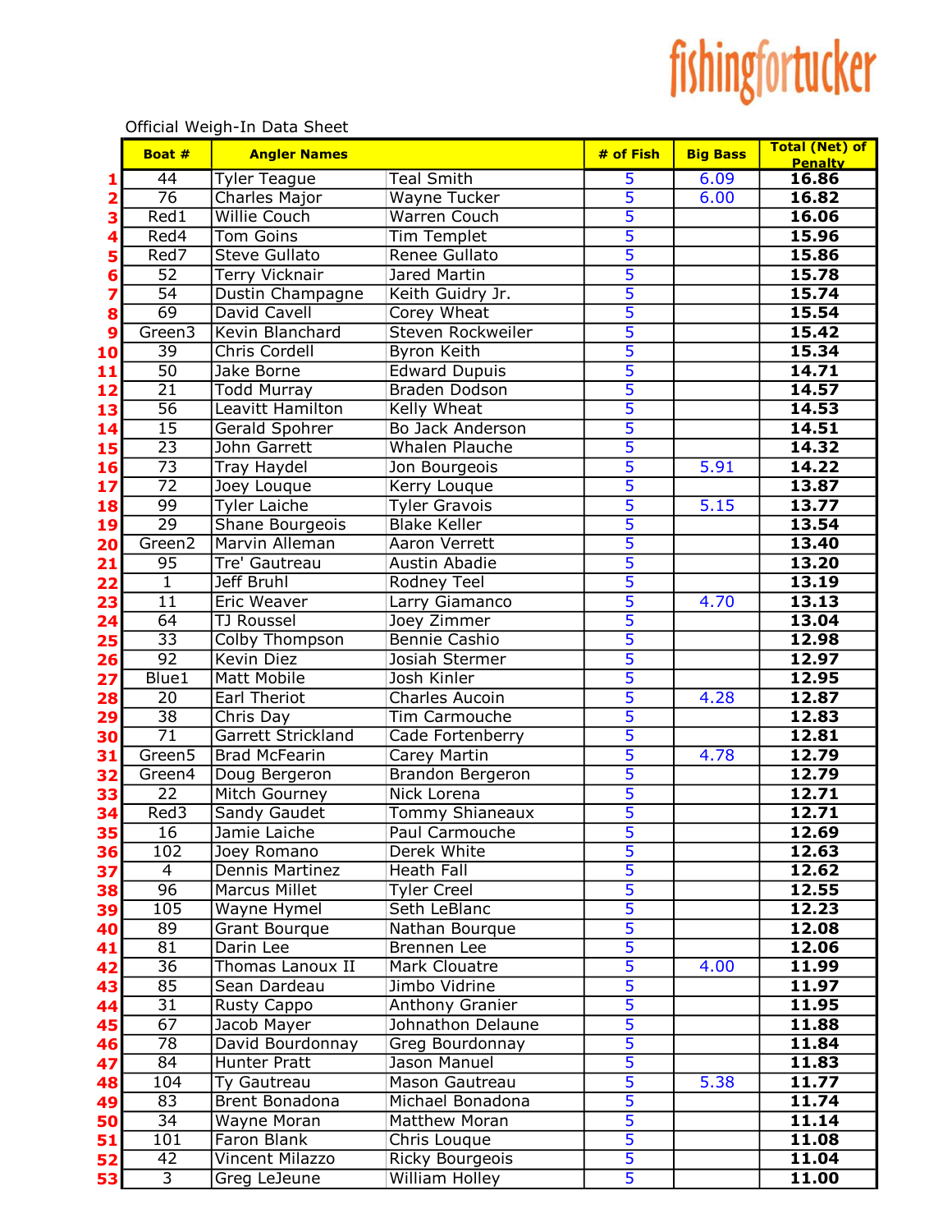fishingfortucker

Official Weigh-In Data Sheet

| | Boat # | Angler Names | | # of Fish | Big Bass | Total (Net) of Penalty |
|---|---|---|---|---|---|---|
| 1 | 44 | Tyler Teague | Teal Smith | 5 | 6.09 | 16.86 |
| 2 | 76 | Charles Major | Wayne Tucker | 5 | 6.00 | 16.82 |
| 3 | Red1 | Willie Couch | Warren Couch | 5 | | 16.06 |
| 4 | Red4 | Tom Goins | Tim Templet | 5 | | 15.96 |
| 5 | Red7 | Steve Gullato | Renee Gullato | 5 | | 15.86 |
| 6 | 52 | Terry Vicknair | Jared Martin | 5 | | 15.78 |
| 7 | 54 | Dustin Champagne | Keith Guidry Jr. | 5 | | 15.74 |
| 8 | 69 | David Cavell | Corey Wheat | 5 | | 15.54 |
| 9 | Green3 | Kevin Blanchard | Steven Rockweiler | 5 | | 15.42 |
| 10 | 39 | Chris Cordell | Byron Keith | 5 | | 15.34 |
| 11 | 50 | Jake Borne | Edward Dupuis | 5 | | 14.71 |
| 12 | 21 | Todd Murray | Braden Dodson | 5 | | 14.57 |
| 13 | 56 | Leavitt Hamilton | Kelly Wheat | 5 | | 14.53 |
| 14 | 15 | Gerald Spohrer | Bo Jack Anderson | 5 | | 14.51 |
| 15 | 23 | John Garrett | Whalen Plauche | 5 | | 14.32 |
| 16 | 73 | Tray Haydel | Jon Bourgeois | 5 | 5.91 | 14.22 |
| 17 | 72 | Joey Louque | Kerry Louque | 5 | | 13.87 |
| 18 | 99 | Tyler Laiche | Tyler Gravois | 5 | 5.15 | 13.77 |
| 19 | 29 | Shane Bourgeois | Blake Keller | 5 | | 13.54 |
| 20 | Green2 | Marvin Alleman | Aaron Verrett | 5 | | 13.40 |
| 21 | 95 | Tre' Gautreau | Austin Abadie | 5 | | 13.20 |
| 22 | 1 | Jeff Bruhl | Rodney Teel | 5 | | 13.19 |
| 23 | 11 | Eric Weaver | Larry Giamanco | 5 | 4.70 | 13.13 |
| 24 | 64 | TJ Roussel | Joey Zimmer | 5 | | 13.04 |
| 25 | 33 | Colby Thompson | Bennie Cashio | 5 | | 12.98 |
| 26 | 92 | Kevin Diez | Josiah Stermer | 5 | | 12.97 |
| 27 | Blue1 | Matt Mobile | Josh Kinler | 5 | | 12.95 |
| 28 | 20 | Earl Theriot | Charles Aucoin | 5 | 4.28 | 12.87 |
| 29 | 38 | Chris Day | Tim Carmouche | 5 | | 12.83 |
| 30 | 71 | Garrett Strickland | Cade Fortenberry | 5 | | 12.81 |
| 31 | Green5 | Brad McFearin | Carey Martin | 5 | 4.78 | 12.79 |
| 32 | Green4 | Doug Bergeron | Brandon Bergeron | 5 | | 12.79 |
| 33 | 22 | Mitch Gourney | Nick Lorena | 5 | | 12.71 |
| 34 | Red3 | Sandy Gaudet | Tommy Shianeaux | 5 | | 12.71 |
| 35 | 16 | Jamie Laiche | Paul Carmouche | 5 | | 12.69 |
| 36 | 102 | Joey Romano | Derek White | 5 | | 12.63 |
| 37 | 4 | Dennis Martinez | Heath Fall | 5 | | 12.62 |
| 38 | 96 | Marcus Millet | Tyler Creel | 5 | | 12.55 |
| 39 | 105 | Wayne Hymel | Seth LeBlanc | 5 | | 12.23 |
| 40 | 89 | Grant Bourque | Nathan Bourque | 5 | | 12.08 |
| 41 | 81 | Darin Lee | Brennen Lee | 5 | | 12.06 |
| 42 | 36 | Thomas Lanoux II | Mark Clouatre | 5 | 4.00 | 11.99 |
| 43 | 85 | Sean Dardeau | Jimbo Vidrine | 5 | | 11.97 |
| 44 | 31 | Rusty Cappo | Anthony Granier | 5 | | 11.95 |
| 45 | 67 | Jacob Mayer | Johnathon Delaune | 5 | | 11.88 |
| 46 | 78 | David Bourdonnay | Greg Bourdonnay | 5 | | 11.84 |
| 47 | 84 | Hunter Pratt | Jason Manuel | 5 | | 11.83 |
| 48 | 104 | Ty Gautreau | Mason Gautreau | 5 | 5.38 | 11.77 |
| 49 | 83 | Brent Bonadona | Michael Bonadona | 5 | | 11.74 |
| 50 | 34 | Wayne Moran | Matthew Moran | 5 | | 11.14 |
| 51 | 101 | Faron Blank | Chris Louque | 5 | | 11.08 |
| 52 | 42 | Vincent Milazzo | Ricky Bourgeois | 5 | | 11.04 |
| 53 | 3 | Greg LeJeune | William Holley | 5 | | 11.00 |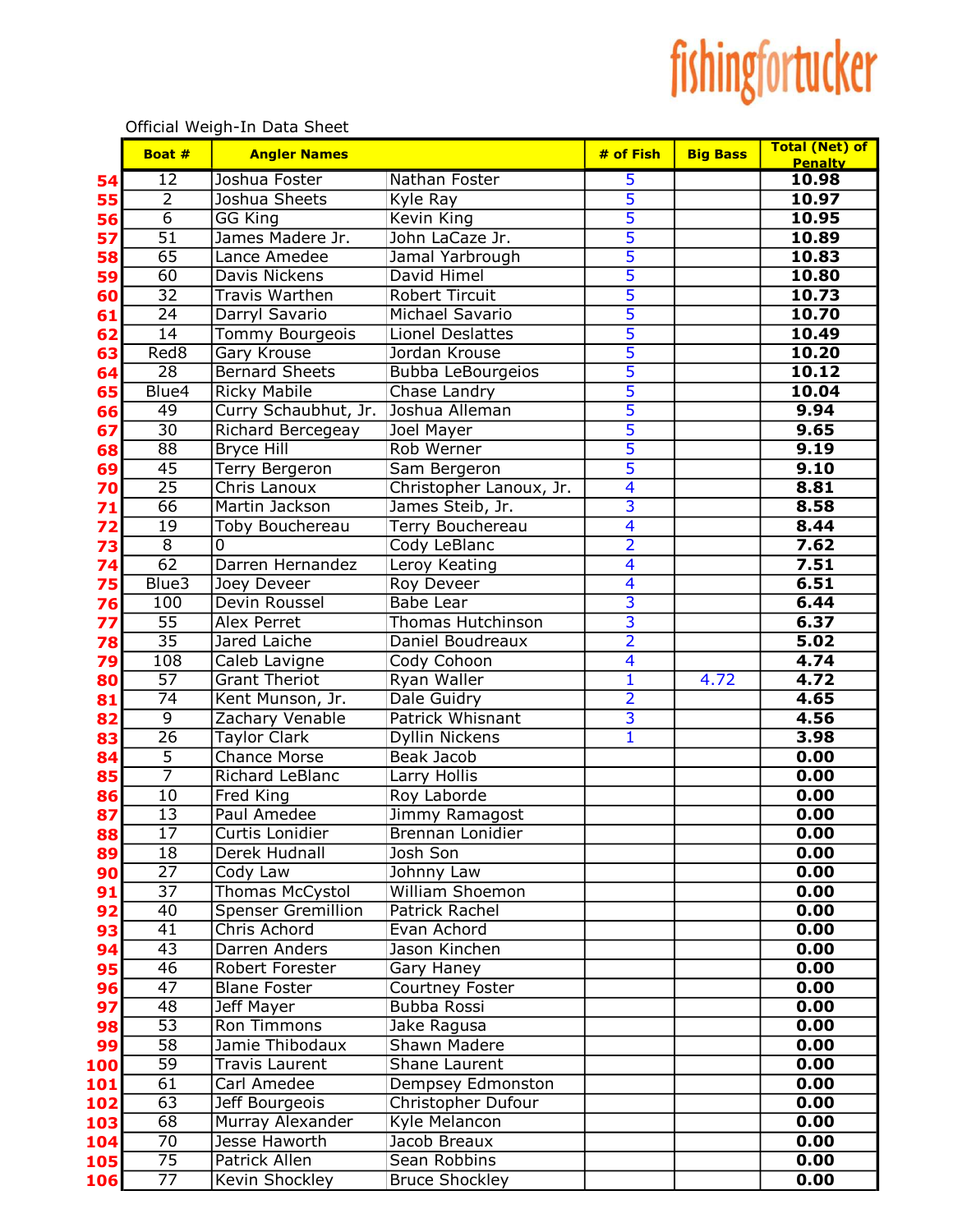fishingfortucker

Official Weigh-In Data Sheet

| | Boat # | Angler Names | | # of Fish | Big Bass | Total (Net) of Penalty |
|---|---|---|---|---|---|---|
| 54 | 12 | Joshua Foster | Nathan Foster | 5 | | 10.98 |
| 55 | 2 | Joshua Sheets | Kyle Ray | 5 | | 10.97 |
| 56 | 6 | GG King | Kevin King | 5 | | 10.95 |
| 57 | 51 | James Madere Jr. | John LaCaze Jr. | 5 | | 10.89 |
| 58 | 65 | Lance Amedee | Jamal Yarbrough | 5 | | 10.83 |
| 59 | 60 | Davis Nickens | David Himel | 5 | | 10.80 |
| 60 | 32 | Travis Warthen | Robert Tircuit | 5 | | 10.73 |
| 61 | 24 | Darryl Savario | Michael Savario | 5 | | 10.70 |
| 62 | 14 | Tommy Bourgeois | Lionel Deslattes | 5 | | 10.49 |
| 63 | Red8 | Gary Krouse | Jordan Krouse | 5 | | 10.20 |
| 64 | 28 | Bernard Sheets | Bubba LeBourgeios | 5 | | 10.12 |
| 65 | Blue4 | Ricky Mabile | Chase Landry | 5 | | 10.04 |
| 66 | 49 | Curry Schaubhut, Jr. | Joshua Alleman | 5 | | 9.94 |
| 67 | 30 | Richard Bercegeay | Joel Mayer | 5 | | 9.65 |
| 68 | 88 | Bryce Hill | Rob Werner | 5 | | 9.19 |
| 69 | 45 | Terry Bergeron | Sam Bergeron | 5 | | 9.10 |
| 70 | 25 | Chris Lanoux | Christopher Lanoux, Jr. | 4 | | 8.81 |
| 71 | 66 | Martin Jackson | James Steib, Jr. | 3 | | 8.58 |
| 72 | 19 | Toby Bouchereau | Terry Bouchereau | 4 | | 8.44 |
| 73 | 8 | 0 | Cody LeBlanc | 2 | | 7.62 |
| 74 | 62 | Darren Hernandez | Leroy Keating | 4 | | 7.51 |
| 75 | Blue3 | Joey Deveer | Roy Deveer | 4 | | 6.51 |
| 76 | 100 | Devin Roussel | Babe Lear | 3 | | 6.44 |
| 77 | 55 | Alex Perret | Thomas Hutchinson | 3 | | 6.37 |
| 78 | 35 | Jared Laiche | Daniel Boudreaux | 2 | | 5.02 |
| 79 | 108 | Caleb Lavigne | Cody Cohoon | 4 | | 4.74 |
| 80 | 57 | Grant Theriot | Ryan Waller | 1 | 4.72 | 4.72 |
| 81 | 74 | Kent Munson, Jr. | Dale Guidry | 2 | | 4.65 |
| 82 | 9 | Zachary Venable | Patrick Whisnant | 3 | | 4.56 |
| 83 | 26 | Taylor Clark | Dyllin Nickens | 1 | | 3.98 |
| 84 | 5 | Chance Morse | Beak Jacob | | | 0.00 |
| 85 | 7 | Richard LeBlanc | Larry Hollis | | | 0.00 |
| 86 | 10 | Fred King | Roy Laborde | | | 0.00 |
| 87 | 13 | Paul Amedee | Jimmy Ramagost | | | 0.00 |
| 88 | 17 | Curtis Lonidier | Brennan Lonidier | | | 0.00 |
| 89 | 18 | Derek Hudnall | Josh Son | | | 0.00 |
| 90 | 27 | Cody Law | Johnny Law | | | 0.00 |
| 91 | 37 | Thomas McCystol | William Shoemon | | | 0.00 |
| 92 | 40 | Spenser Gremillion | Patrick Rachel | | | 0.00 |
| 93 | 41 | Chris Achord | Evan Achord | | | 0.00 |
| 94 | 43 | Darren Anders | Jason Kinchen | | | 0.00 |
| 95 | 46 | Robert Forester | Gary Haney | | | 0.00 |
| 96 | 47 | Blane Foster | Courtney Foster | | | 0.00 |
| 97 | 48 | Jeff Mayer | Bubba Rossi | | | 0.00 |
| 98 | 53 | Ron Timmons | Jake Ragusa | | | 0.00 |
| 99 | 58 | Jamie Thibodaux | Shawn Madere | | | 0.00 |
| 100 | 59 | Travis Laurent | Shane Laurent | | | 0.00 |
| 101 | 61 | Carl Amedee | Dempsey Edmonston | | | 0.00 |
| 102 | 63 | Jeff Bourgeois | Christopher Dufour | | | 0.00 |
| 103 | 68 | Murray Alexander | Kyle Melancon | | | 0.00 |
| 104 | 70 | Jesse Haworth | Jacob Breaux | | | 0.00 |
| 105 | 75 | Patrick Allen | Sean Robbins | | | 0.00 |
| 106 | 77 | Kevin Shockley | Bruce Shockley | | | 0.00 |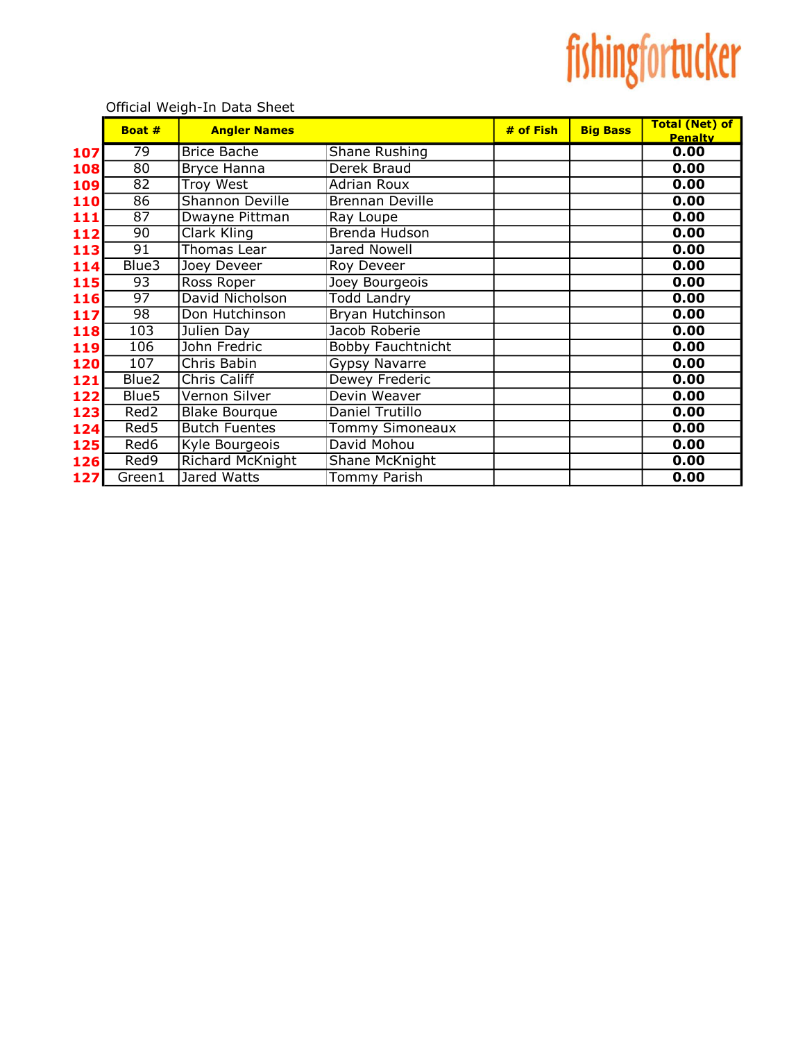fishingfortucker

Official Weigh-In Data Sheet

| | Boat # | Angler Names | | # of Fish | Big Bass | Total (Net) of Penalty |
|---|---|---|---|---|---|---|
| 107 | 79 | Brice Bache | Shane Rushing | | | 0.00 |
| 108 | 80 | Bryce Hanna | Derek Braud | | | 0.00 |
| 109 | 82 | Troy West | Adrian Roux | | | 0.00 |
| 110 | 86 | Shannon Deville | Brennan Deville | | | 0.00 |
| 111 | 87 | Dwayne Pittman | Ray Loupe | | | 0.00 |
| 112 | 90 | Clark Kling | Brenda Hudson | | | 0.00 |
| 113 | 91 | Thomas Lear | Jared Nowell | | | 0.00 |
| 114 | Blue3 | Joey Deveer | Roy Deveer | | | 0.00 |
| 115 | 93 | Ross Roper | Joey Bourgeois | | | 0.00 |
| 116 | 97 | David Nicholson | Todd Landry | | | 0.00 |
| 117 | 98 | Don Hutchinson | Bryan Hutchinson | | | 0.00 |
| 118 | 103 | Julien Day | Jacob Roberie | | | 0.00 |
| 119 | 106 | John Fredric | Bobby Fauchtnicht | | | 0.00 |
| 120 | 107 | Chris Babin | Gypsy Navarre | | | 0.00 |
| 121 | Blue2 | Chris Califf | Dewey Frederic | | | 0.00 |
| 122 | Blue5 | Vernon Silver | Devin Weaver | | | 0.00 |
| 123 | Red2 | Blake Bourque | Daniel Trutillo | | | 0.00 |
| 124 | Red5 | Butch Fuentes | Tommy Simoneaux | | | 0.00 |
| 125 | Red6 | Kyle Bourgeois | David Mohou | | | 0.00 |
| 126 | Red9 | Richard McKnight | Shane McKnight | | | 0.00 |
| 127 | Green1 | Jared Watts | Tommy Parish | | | 0.00 |